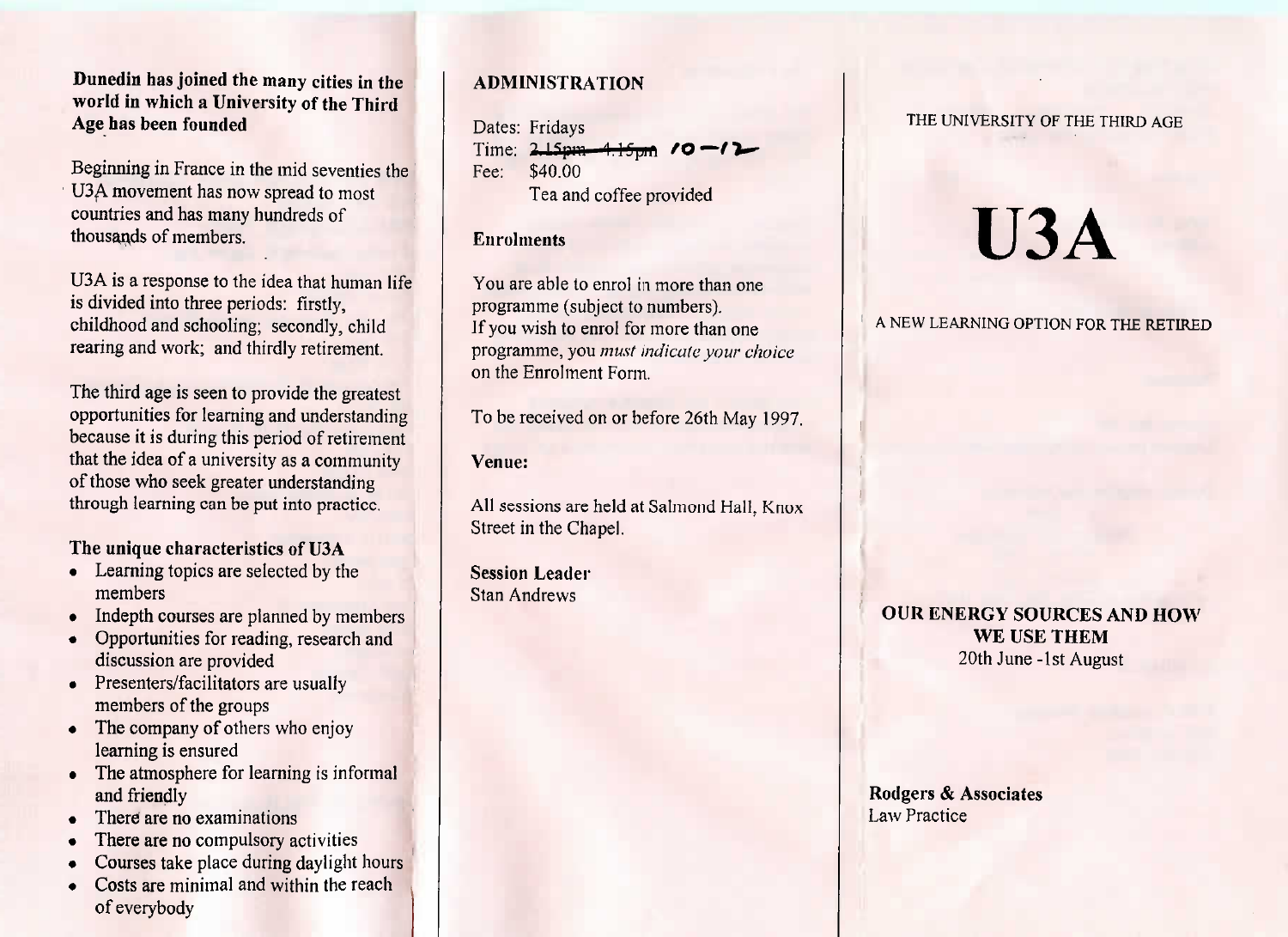**Dunedin has joined the many cities in the world in which a University of the Third Age has been founded**

Beginning in France in the mid seventies the U3A movement has now spread to most countries and has many hundreds of thousands of members.

U3A is a response to the idea that human life is divided into three periods: firstly, childhood and schooling; secondly, child rearing and work; and thirdly retirement.

The third age is seen to provide the greatest opportunities for learning and understanding because it is during this period of retirement that the idea of a university as a community of those who seek greater understanding through learning can be put into practice.

### The unique characteristics of U3A

- Learning topics are selected by the members
- Indepth courses are planned by members
- Opportunities for reading, research and discussion are provided
- Presenters/facilitators are usually members of the groups
- The company of others who enjoy learning is ensured
- The atmosphere for learning is informal and friendly
- There are no examinations
- There are no compulsory activities
- Courses take place during daylight hours
- Costs are minimal and within the reach of everybody

## ADMINISTRATION

Dates: Fridays
Time: ~~2.15pm - 4.15pm~~ 10 - 12
Fee: $40.00
Tea and coffee provided

### Enrolments

You are able to enrol in more than one programme (subject to numbers).
If you wish to enrol for more than one programme, you *must indicate your choice* on the Enrolment Form.

To be received on or before 26th May 1997.

### Venue:

All sessions are held at Salmond Hall, Knox Street in the Chapel.

**Session Leader**
Stan Andrews

THE UNIVERSITY OF THE THIRD AGE

# U3A

A NEW LEARNING OPTION FOR THE RETIRED

**OUR ENERGY SOURCES AND HOW WE USE THEM**
20th June - 1st August

**Rodgers & Associates**
Law Practice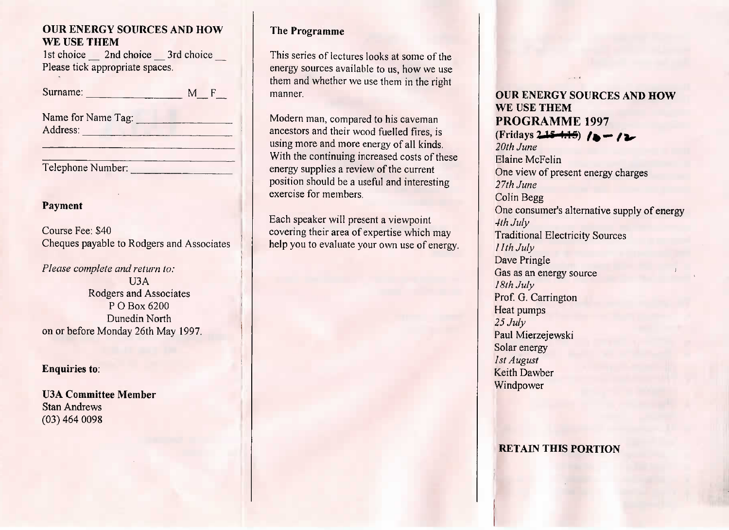**OUR ENERGY SOURCES AND HOW WE USE THEM**

1st choice __ 2nd choice __ 3rd choice __

Please tick appropriate spaces.

Surname: ________________ M__ F__

Name for Name Tag: ______________

Address: ______________________

______________________________

______________________________

Telephone Number: ________________

**Payment**

Course Fee: $40

Cheques payable to Rodgers and Associates

*Please complete and return to:*

U3A

Rodgers and Associates

P O Box 6200

Dunedin North

on or before Monday 26th May 1997.

**Enquiries to**:

**U3A Committee Member**

Stan Andrews

(03) 464 0098

**The Programme**

This series of lectures looks at some of the energy sources available to us, how we use them and whether we use them in the right manner.

Modern man, compared to his caveman ancestors and their wood fuelled fires, is using more and more energy of all kinds. With the continuing increased costs of these energy supplies a review of the current position should be a useful and interesting exercise for members.

Each speaker will present a viewpoint covering their area of expertise which may help you to evaluate your own use of energy.

**OUR ENERGY SOURCES AND HOW WE USE THEM**

**PROGRAMME 1997**

**(Fridays ~~2.15-4.15~~) 10 - 12**

*20th June*
Elaine McFelin
One view of present energy charges

*27th June*
Colin Begg
One consumer's alternative supply of energy

*4th July*
Traditional Electricity Sources

*11th July*
Dave Pringle
Gas as an energy source

*18th July*
Prof. G. Carrington
Heat pumps

*25 July*
Paul Mierzejewski
Solar energy

*1st August*
Keith Dawber
Windpower

**RETAIN THIS PORTION**